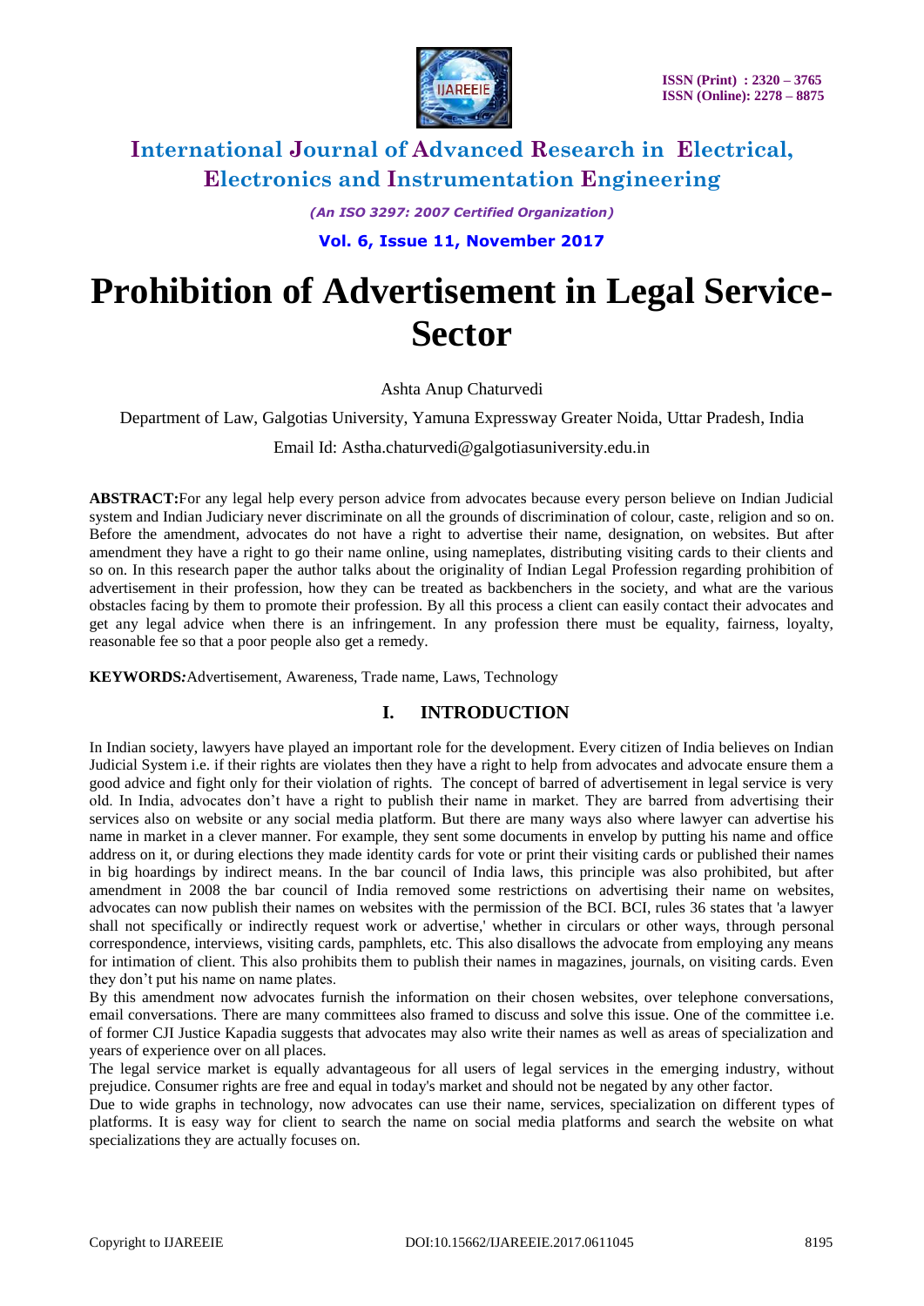# Prohibition of Advertisement in Legal Service-Sector

Ashta Anup Chaturvedi

Department of Law, Galgotias University, Yamuna Expressway Greater Noida, Uttar Pradesh, India

Email Id: Astha.chaturvedi@galgotiasuniversity.edu.in

**ABSTRACT:**For any legal help every person advice from advocates because every person believe on Indian Judicial system and Indian Judiciary never discriminate on all the grounds of discrimination of colour, caste, religion and so on. Before the amendment, advocates do not have a right to advertise their name, designation, on websites. But after amendment they have a right to go their name online, using nameplates, distributing visiting cards to their clients and so on. In this research paper the author talks about the originality of Indian Legal Profession regarding prohibition of advertisement in their profession, how they can be treated as backbenchers in the society, and what are the various obstacles facing by them to promote their profession. By all this process a client can easily contact their advocates and get any legal advice when there is an infringement. In any profession there must be equality, fairness, loyalty, reasonable fee so that a poor people also get a remedy.

***KEYWORDS:***Advertisement, Awareness, Trade name, Laws, Technology

## I. INTRODUCTION

In Indian society, lawyers have played an important role for the development. Every citizen of India believes on Indian Judicial System i.e. if their rights are violates then they have a right to help from advocates and advocate ensure them a good advice and fight only for their violation of rights. The concept of barred of advertisement in legal service is very old. In India, advocates don't have a right to publish their name in market. They are barred from advertising their services also on website or any social media platform. But there are many ways also where lawyer can advertise his name in market in a clever manner. For example, they sent some documents in envelop by putting his name and office address on it, or during elections they made identity cards for vote or print their visiting cards or published their names in big hoardings by indirect means. In the bar council of India laws, this principle was also prohibited, but after amendment in 2008 the bar council of India removed some restrictions on advertising their name on websites, advocates can now publish their names on websites with the permission of the BCI. BCI, rules 36 states that 'a lawyer shall not specifically or indirectly request work or advertise,' whether in circulars or other ways, through personal correspondence, interviews, visiting cards, pamphlets, etc. This also disallows the advocate from employing any means for intimation of client. This also prohibits them to publish their names in magazines, journals, on visiting cards. Even they don't put his name on name plates.

By this amendment now advocates furnish the information on their chosen websites, over telephone conversations, email conversations. There are many committees also framed to discuss and solve this issue. One of the committee i.e. of former CJI Justice Kapadia suggests that advocates may also write their names as well as areas of specialization and years of experience over on all places.

The legal service market is equally advantageous for all users of legal services in the emerging industry, without prejudice. Consumer rights are free and equal in today's market and should not be negated by any other factor.

Due to wide graphs in technology, now advocates can use their name, services, specialization on different types of platforms. It is easy way for client to search the name on social media platforms and search the website on what specializations they are actually focuses on.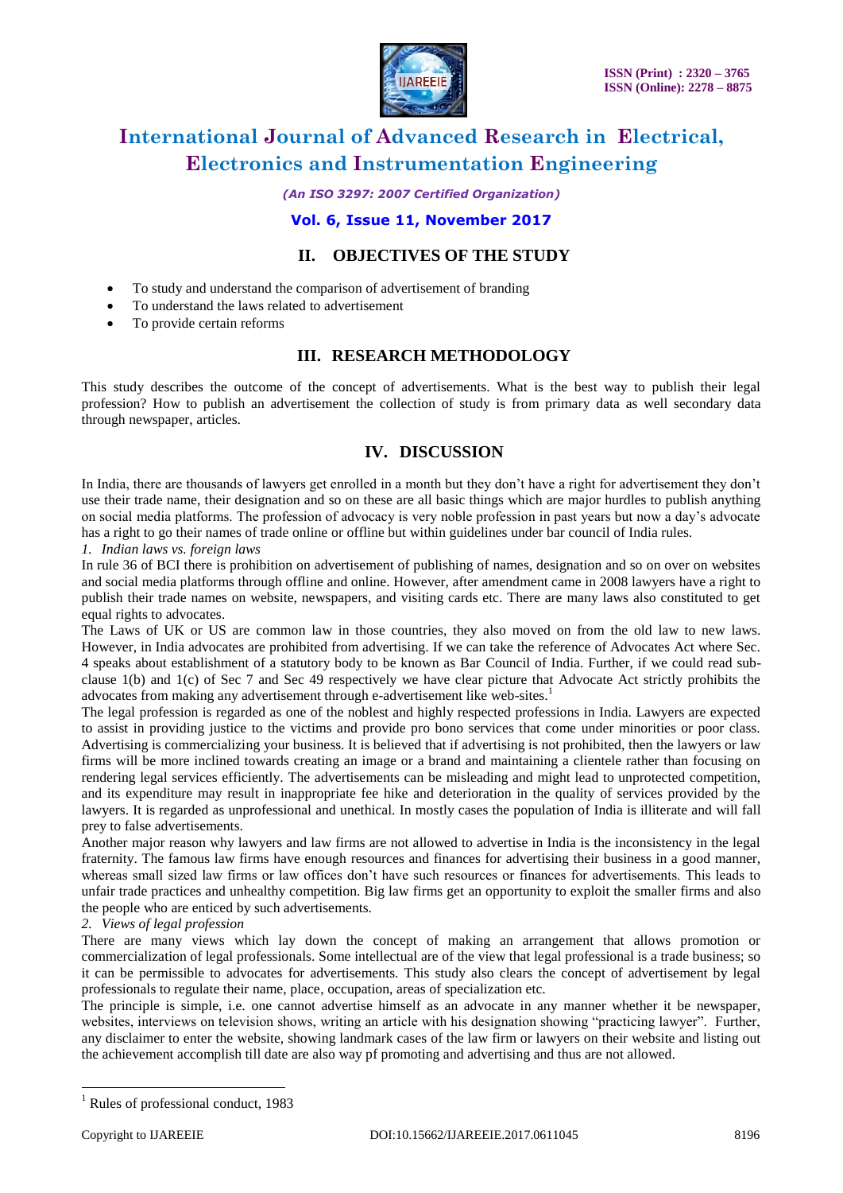## II. OBJECTIVES OF THE STUDY

- To study and understand the comparison of advertisement of branding
- To understand the laws related to advertisement
- To provide certain reforms

## III. RESEARCH METHODOLOGY

This study describes the outcome of the concept of advertisements. What is the best way to publish their legal profession? How to publish an advertisement the collection of study is from primary data as well secondary data through newspaper, articles.

## IV. DISCUSSION

In India, there are thousands of lawyers get enrolled in a month but they don't have a right for advertisement they don't use their trade name, their designation and so on these are all basic things which are major hurdles to publish anything on social media platforms. The profession of advocacy is very noble profession in past years but now a day's advocate has a right to go their names of trade online or offline but within guidelines under bar council of India rules.

*1. Indian laws vs. foreign laws*

In rule 36 of BCI there is prohibition on advertisement of publishing of names, designation and so on over on websites and social media platforms through offline and online. However, after amendment came in 2008 lawyers have a right to publish their trade names on website, newspapers, and visiting cards etc. There are many laws also constituted to get equal rights to advocates.

The Laws of UK or US are common law in those countries, they also moved on from the old law to new laws. However, in India advocates are prohibited from advertising. If we can take the reference of Advocates Act where Sec. 4 speaks about establishment of a statutory body to be known as Bar Council of India. Further, if we could read sub-clause 1(b) and 1(c) of Sec 7 and Sec 49 respectively we have clear picture that Advocate Act strictly prohibits the advocates from making any advertisement through e-advertisement like web-sites.[1]

The legal profession is regarded as one of the noblest and highly respected professions in India. Lawyers are expected to assist in providing justice to the victims and provide pro bono services that come under minorities or poor class. Advertising is commercializing your business. It is believed that if advertising is not prohibited, then the lawyers or law firms will be more inclined towards creating an image or a brand and maintaining a clientele rather than focusing on rendering legal services efficiently. The advertisements can be misleading and might lead to unprotected competition, and its expenditure may result in inappropriate fee hike and deterioration in the quality of services provided by the lawyers. It is regarded as unprofessional and unethical. In mostly cases the population of India is illiterate and will fall prey to false advertisements.

Another major reason why lawyers and law firms are not allowed to advertise in India is the inconsistency in the legal fraternity. The famous law firms have enough resources and finances for advertising their business in a good manner, whereas small sized law firms or law offices don't have such resources or finances for advertisements. This leads to unfair trade practices and unhealthy competition. Big law firms get an opportunity to exploit the smaller firms and also the people who are enticed by such advertisements.

*2. Views of legal profession*

There are many views which lay down the concept of making an arrangement that allows promotion or commercialization of legal professionals. Some intellectual are of the view that legal professional is a trade business; so it can be permissible to advocates for advertisements. This study also clears the concept of advertisement by legal professionals to regulate their name, place, occupation, areas of specialization etc.

The principle is simple, i.e. one cannot advertise himself as an advocate in any manner whether it be newspaper, websites, interviews on television shows, writing an article with his designation showing "practicing lawyer". Further, any disclaimer to enter the website, showing landmark cases of the law firm or lawyers on their website and listing out the achievement accomplish till date are also way pf promoting and advertising and thus are not allowed.

---

[1] Rules of professional conduct, 1983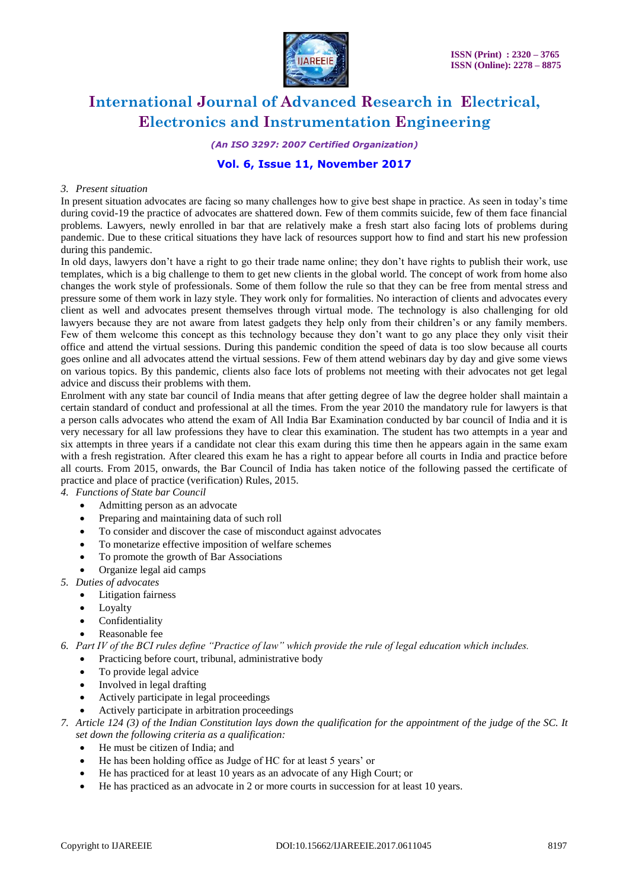*3. Present situation*

In present situation advocates are facing so many challenges how to give best shape in practice. As seen in today's time during covid-19 the practice of advocates are shattered down. Few of them commits suicide, few of them face financial problems. Lawyers, newly enrolled in bar that are relatively make a fresh start also facing lots of problems during pandemic. Due to these critical situations they have lack of resources support how to find and start his new profession during this pandemic.

In old days, lawyers don't have a right to go their trade name online; they don't have rights to publish their work, use templates, which is a big challenge to them to get new clients in the global world. The concept of work from home also changes the work style of professionals. Some of them follow the rule so that they can be free from mental stress and pressure some of them work in lazy style. They work only for formalities. No interaction of clients and advocates every client as well and advocates present themselves through virtual mode. The technology is also challenging for old lawyers because they are not aware from latest gadgets they help only from their children's or any family members. Few of them welcome this concept as this technology because they don't want to go any place they only visit their office and attend the virtual sessions. During this pandemic condition the speed of data is too slow because all courts goes online and all advocates attend the virtual sessions. Few of them attend webinars day by day and give some views on various topics. By this pandemic, clients also face lots of problems not meeting with their advocates not get legal advice and discuss their problems with them.

Enrolment with any state bar council of India means that after getting degree of law the degree holder shall maintain a certain standard of conduct and professional at all the times. From the year 2010 the mandatory rule for lawyers is that a person calls advocates who attend the exam of All India Bar Examination conducted by bar council of India and it is very necessary for all law professions they have to clear this examination. The student has two attempts in a year and six attempts in three years if a candidate not clear this exam during this time then he appears again in the same exam with a fresh registration. After cleared this exam he has a right to appear before all courts in India and practice before all courts. From 2015, onwards, the Bar Council of India has taken notice of the following passed the certificate of practice and place of practice (verification) Rules, 2015.

*4. Functions of State bar Council*

- Admitting person as an advocate
- Preparing and maintaining data of such roll
- To consider and discover the case of misconduct against advocates
- To monetarize effective imposition of welfare schemes
- To promote the growth of Bar Associations
- Organize legal aid camps

*5. Duties of advocates*

- Litigation fairness
- Loyalty
- Confidentiality
- Reasonable fee

*6. Part IV of the BCI rules define "Practice of law" which provide the rule of legal education which includes.*

- Practicing before court, tribunal, administrative body
- To provide legal advice
- Involved in legal drafting
- Actively participate in legal proceedings
- Actively participate in arbitration proceedings

*7. Article 124 (3) of the Indian Constitution lays down the qualification for the appointment of the judge of the SC. It set down the following criteria as a qualification:*

- He must be citizen of India; and
- He has been holding office as Judge of HC for at least 5 years' or
- He has practiced for at least 10 years as an advocate of any High Court; or
- He has practiced as an advocate in 2 or more courts in succession for at least 10 years.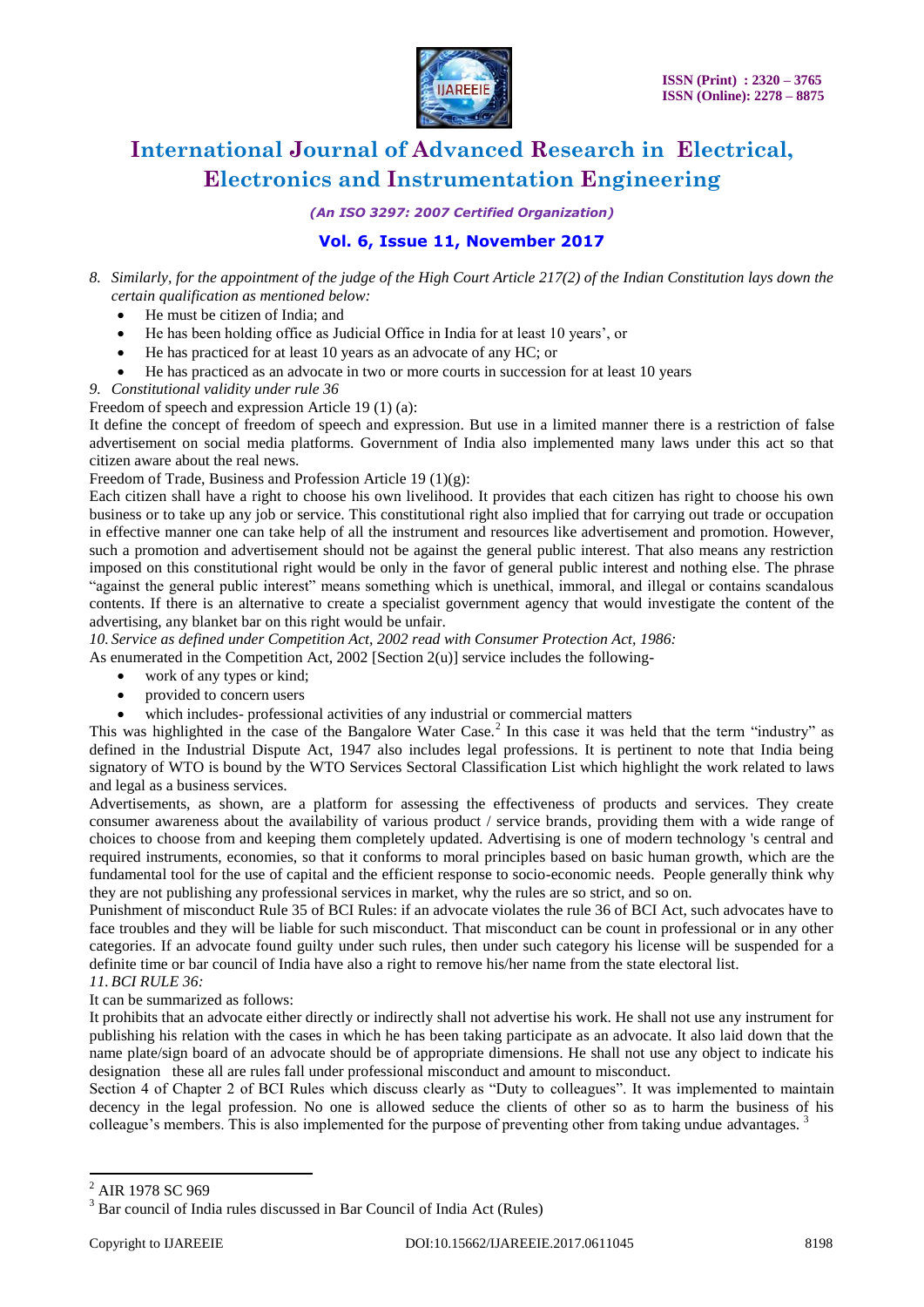8. *Similarly, for the appointment of the judge of the High Court Article 217(2) of the Indian Constitution lays down the certain qualification as mentioned below:*
   - He must be citizen of India; and
   - He has been holding office as Judicial Office in India for at least 10 years', or
   - He has practiced for at least 10 years as an advocate of any HC; or
   - He has practiced as an advocate in two or more courts in succession for at least 10 years

9. *Constitutional validity under rule 36*

Freedom of speech and expression Article 19 (1) (a):

It define the concept of freedom of speech and expression. But use in a limited manner there is a restriction of false advertisement on social media platforms. Government of India also implemented many laws under this act so that citizen aware about the real news.

Freedom of Trade, Business and Profession Article 19 (1)(g):

Each citizen shall have a right to choose his own livelihood. It provides that each citizen has right to choose his own business or to take up any job or service. This constitutional right also implied that for carrying out trade or occupation in effective manner one can take help of all the instrument and resources like advertisement and promotion. However, such a promotion and advertisement should not be against the general public interest. That also means any restriction imposed on this constitutional right would be only in the favor of general public interest and nothing else. The phrase "against the general public interest" means something which is unethical, immoral, and illegal or contains scandalous contents. If there is an alternative to create a specialist government agency that would investigate the content of the advertising, any blanket bar on this right would be unfair.

10. *Service as defined under Competition Act, 2002 read with Consumer Protection Act, 1986:*

As enumerated in the Competition Act, 2002 [Section 2(u)] service includes the following-

- work of any types or kind;
- provided to concern users
- which includes- professional activities of any industrial or commercial matters

This was highlighted in the case of the Bangalore Water Case.[2] In this case it was held that the term "industry" as defined in the Industrial Dispute Act, 1947 also includes legal professions. It is pertinent to note that India being signatory of WTO is bound by the WTO Services Sectoral Classification List which highlight the work related to laws and legal as a business services.

Advertisements, as shown, are a platform for assessing the effectiveness of products and services. They create consumer awareness about the availability of various product / service brands, providing them with a wide range of choices to choose from and keeping them completely updated. Advertising is one of modern technology 's central and required instruments, economies, so that it conforms to moral principles based on basic human growth, which are the fundamental tool for the use of capital and the efficient response to socio-economic needs. People generally think why they are not publishing any professional services in market, why the rules are so strict, and so on.

Punishment of misconduct Rule 35 of BCI Rules: if an advocate violates the rule 36 of BCI Act, such advocates have to face troubles and they will be liable for such misconduct. That misconduct can be count in professional or in any other categories. If an advocate found guilty under such rules, then under such category his license will be suspended for a definite time or bar council of India have also a right to remove his/her name from the state electoral list.

11. *BCI RULE 36:*

It can be summarized as follows:

It prohibits that an advocate either directly or indirectly shall not advertise his work. He shall not use any instrument for publishing his relation with the cases in which he has been taking participate as an advocate. It also laid down that the name plate/sign board of an advocate should be of appropriate dimensions. He shall not use any object to indicate his designation these all are rules fall under professional misconduct and amount to misconduct.

Section 4 of Chapter 2 of BCI Rules which discuss clearly as "Duty to colleagues". It was implemented to maintain decency in the legal profession. No one is allowed seduce the clients of other so as to harm the business of his colleague's members. This is also implemented for the purpose of preventing other from taking undue advantages. [3]

---

[2] AIR 1978 SC 969

[3] Bar council of India rules discussed in Bar Council of India Act (Rules)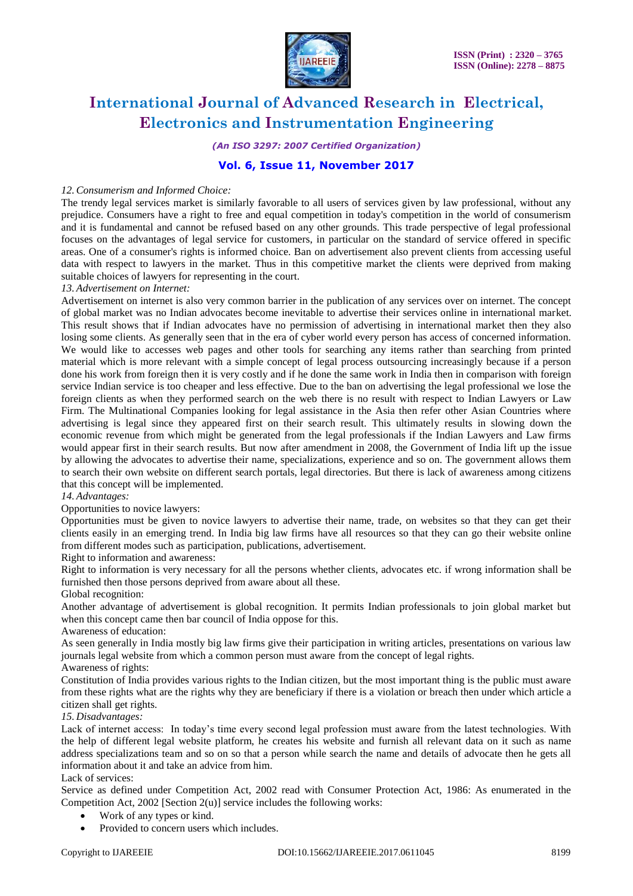*12. Consumerism and Informed Choice:*

The trendy legal services market is similarly favorable to all users of services given by law professional, without any prejudice. Consumers have a right to free and equal competition in today's competition in the world of consumerism and it is fundamental and cannot be refused based on any other grounds. This trade perspective of legal professional focuses on the advantages of legal service for customers, in particular on the standard of service offered in specific areas. One of a consumer's rights is informed choice. Ban on advertisement also prevent clients from accessing useful data with respect to lawyers in the market. Thus in this competitive market the clients were deprived from making suitable choices of lawyers for representing in the court.

*13. Advertisement on Internet:*

Advertisement on internet is also very common barrier in the publication of any services over on internet. The concept of global market was no Indian advocates become inevitable to advertise their services online in international market. This result shows that if Indian advocates have no permission of advertising in international market then they also losing some clients. As generally seen that in the era of cyber world every person has access of concerned information. We would like to accesses web pages and other tools for searching any items rather than searching from printed material which is more relevant with a simple concept of legal process outsourcing increasingly because if a person done his work from foreign then it is very costly and if he done the same work in India then in comparison with foreign service Indian service is too cheaper and less effective. Due to the ban on advertising the legal professional we lose the foreign clients as when they performed search on the web there is no result with respect to Indian Lawyers or Law Firm. The Multinational Companies looking for legal assistance in the Asia then refer other Asian Countries where advertising is legal since they appeared first on their search result. This ultimately results in slowing down the economic revenue from which might be generated from the legal professionals if the Indian Lawyers and Law firms would appear first in their search results. But now after amendment in 2008, the Government of India lift up the issue by allowing the advocates to advertise their name, specializations, experience and so on. The government allows them to search their own website on different search portals, legal directories. But there is lack of awareness among citizens that this concept will be implemented.

*14. Advantages:*

Opportunities to novice lawyers:

Opportunities must be given to novice lawyers to advertise their name, trade, on websites so that they can get their clients easily in an emerging trend. In India big law firms have all resources so that they can go their website online from different modes such as participation, publications, advertisement.

Right to information and awareness:

Right to information is very necessary for all the persons whether clients, advocates etc. if wrong information shall be furnished then those persons deprived from aware about all these.

Global recognition:

Another advantage of advertisement is global recognition. It permits Indian professionals to join global market but when this concept came then bar council of India oppose for this.

Awareness of education:

As seen generally in India mostly big law firms give their participation in writing articles, presentations on various law journals legal website from which a common person must aware from the concept of legal rights.

Awareness of rights:

Constitution of India provides various rights to the Indian citizen, but the most important thing is the public must aware from these rights what are the rights why they are beneficiary if there is a violation or breach then under which article a citizen shall get rights.

*15. Disadvantages:*

Lack of internet access: In today's time every second legal profession must aware from the latest technologies. With the help of different legal website platform, he creates his website and furnish all relevant data on it such as name address specializations team and so on so that a person while search the name and details of advocate then he gets all information about it and take an advice from him.

Lack of services:

Service as defined under Competition Act, 2002 read with Consumer Protection Act, 1986: As enumerated in the Competition Act, 2002 [Section 2(u)] service includes the following works:

- Work of any types or kind.
- Provided to concern users which includes.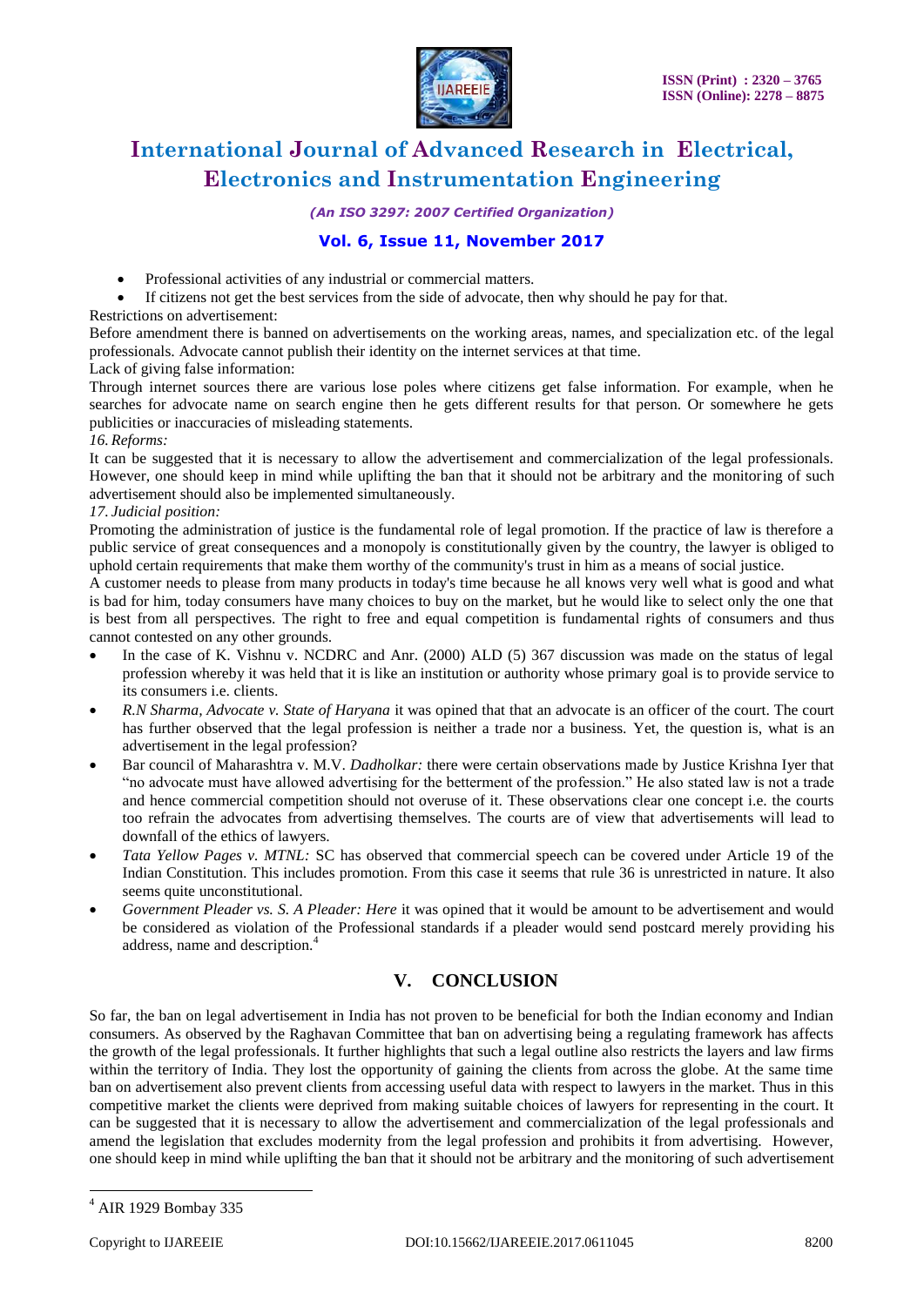- Professional activities of any industrial or commercial matters.
- If citizens not get the best services from the side of advocate, then why should he pay for that.

Restrictions on advertisement:

Before amendment there is banned on advertisements on the working areas, names, and specialization etc. of the legal professionals. Advocate cannot publish their identity on the internet services at that time.

Lack of giving false information:

Through internet sources there are various lose poles where citizens get false information. For example, when he searches for advocate name on search engine then he gets different results for that person. Or somewhere he gets publicities or inaccuracies of misleading statements.

*16. Reforms:*

It can be suggested that it is necessary to allow the advertisement and commercialization of the legal professionals. However, one should keep in mind while uplifting the ban that it should not be arbitrary and the monitoring of such advertisement should also be implemented simultaneously.

*17. Judicial position:*

Promoting the administration of justice is the fundamental role of legal promotion. If the practice of law is therefore a public service of great consequences and a monopoly is constitutionally given by the country, the lawyer is obliged to uphold certain requirements that make them worthy of the community's trust in him as a means of social justice.

A customer needs to please from many products in today's time because he all knows very well what is good and what is bad for him, today consumers have many choices to buy on the market, but he would like to select only the one that is best from all perspectives. The right to free and equal competition is fundamental rights of consumers and thus cannot contested on any other grounds.

- In the case of K. Vishnu v. NCDRC and Anr. (2000) ALD (5) 367 discussion was made on the status of legal profession whereby it was held that it is like an institution or authority whose primary goal is to provide service to its consumers i.e. clients.
- *R.N Sharma, Advocate v. State of Haryana* it was opined that that an advocate is an officer of the court. The court has further observed that the legal profession is neither a trade nor a business. Yet, the question is, what is an advertisement in the legal profession?
- Bar council of Maharashtra v. M.V. *Dadholkar:* there were certain observations made by Justice Krishna Iyer that "no advocate must have allowed advertising for the betterment of the profession." He also stated law is not a trade and hence commercial competition should not overuse of it. These observations clear one concept i.e. the courts too refrain the advocates from advertising themselves. The courts are of view that advertisements will lead to downfall of the ethics of lawyers.
- *Tata Yellow Pages v. MTNL:* SC has observed that commercial speech can be covered under Article 19 of the Indian Constitution. This includes promotion. From this case it seems that rule 36 is unrestricted in nature. It also seems quite unconstitutional.
- *Government Pleader vs. S. A Pleader: Here* it was opined that it would be amount to be advertisement and would be considered as violation of the Professional standards if a pleader would send postcard merely providing his address, name and description.[4]

## V. CONCLUSION

So far, the ban on legal advertisement in India has not proven to be beneficial for both the Indian economy and Indian consumers. As observed by the Raghavan Committee that ban on advertising being a regulating framework has affects the growth of the legal professionals. It further highlights that such a legal outline also restricts the layers and law firms within the territory of India. They lost the opportunity of gaining the clients from across the globe. At the same time ban on advertisement also prevent clients from accessing useful data with respect to lawyers in the market. Thus in this competitive market the clients were deprived from making suitable choices of lawyers for representing in the court. It can be suggested that it is necessary to allow the advertisement and commercialization of the legal professionals and amend the legislation that excludes modernity from the legal profession and prohibits it from advertising. However, one should keep in mind while uplifting the ban that it should not be arbitrary and the monitoring of such advertisement

---

[4] AIR 1929 Bombay 335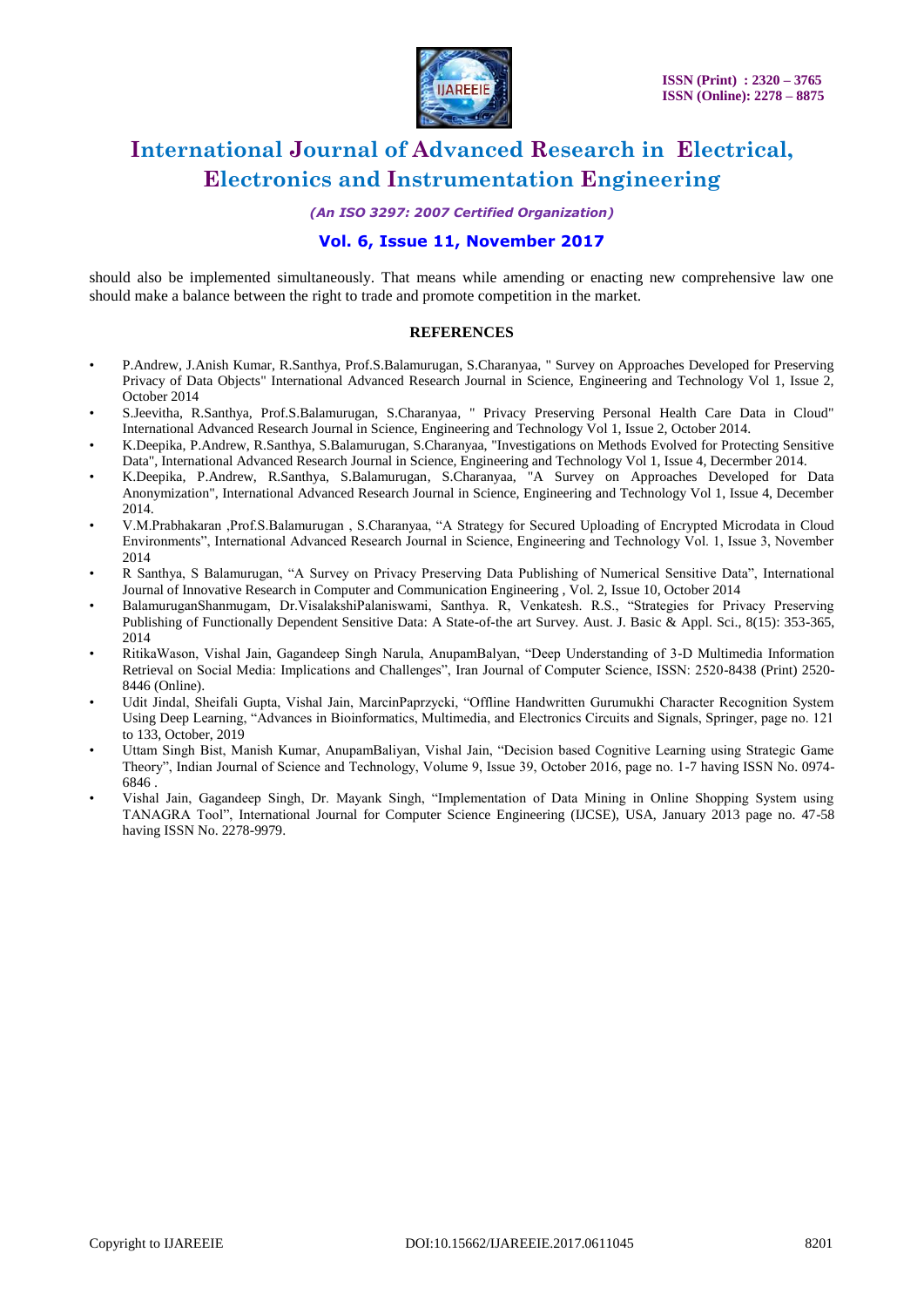should also be implemented simultaneously. That means while amending or enacting new comprehensive law one should make a balance between the right to trade and promote competition in the market.

## REFERENCES

- P.Andrew, J.Anish Kumar, R.Santhya, Prof.S.Balamurugan, S.Charanyaa, " Survey on Approaches Developed for Preserving Privacy of Data Objects" International Advanced Research Journal in Science, Engineering and Technology Vol 1, Issue 2, October 2014
- S.Jeevitha, R.Santhya, Prof.S.Balamurugan, S.Charanyaa, " Privacy Preserving Personal Health Care Data in Cloud" International Advanced Research Journal in Science, Engineering and Technology Vol 1, Issue 2, October 2014.
- K.Deepika, P.Andrew, R.Santhya, S.Balamurugan, S.Charanyaa, "Investigations on Methods Evolved for Protecting Sensitive Data", International Advanced Research Journal in Science, Engineering and Technology Vol 1, Issue 4, Decermber 2014.
- K.Deepika, P.Andrew, R.Santhya, S.Balamurugan, S.Charanyaa, "A Survey on Approaches Developed for Data Anonymization", International Advanced Research Journal in Science, Engineering and Technology Vol 1, Issue 4, December 2014.
- V.M.Prabhakaran ,Prof.S.Balamurugan , S.Charanyaa, "A Strategy for Secured Uploading of Encrypted Microdata in Cloud Environments", International Advanced Research Journal in Science, Engineering and Technology Vol. 1, Issue 3, November 2014
- R Santhya, S Balamurugan, "A Survey on Privacy Preserving Data Publishing of Numerical Sensitive Data", International Journal of Innovative Research in Computer and Communication Engineering , Vol. 2, Issue 10, October 2014
- BalamuruganShanmugam, Dr.VisalakshiPalaniswami, Santhya. R, Venkatesh. R.S., "Strategies for Privacy Preserving Publishing of Functionally Dependent Sensitive Data: A State-of-the art Survey. Aust. J. Basic & Appl. Sci., 8(15): 353-365, 2014
- RitikaWason, Vishal Jain, Gagandeep Singh Narula, AnupamBalyan, "Deep Understanding of 3-D Multimedia Information Retrieval on Social Media: Implications and Challenges", Iran Journal of Computer Science, ISSN: 2520-8438 (Print) 2520-8446 (Online).
- Udit Jindal, Sheifali Gupta, Vishal Jain, MarcinPaprzycki, "Offline Handwritten Gurumukhi Character Recognition System Using Deep Learning, "Advances in Bioinformatics, Multimedia, and Electronics Circuits and Signals, Springer, page no. 121 to 133, October, 2019
- Uttam Singh Bist, Manish Kumar, AnupamBaliyan, Vishal Jain, "Decision based Cognitive Learning using Strategic Game Theory", Indian Journal of Science and Technology, Volume 9, Issue 39, October 2016, page no. 1-7 having ISSN No. 0974-6846 .
- Vishal Jain, Gagandeep Singh, Dr. Mayank Singh, "Implementation of Data Mining in Online Shopping System using TANAGRA Tool", International Journal for Computer Science Engineering (IJCSE), USA, January 2013 page no. 47-58 having ISSN No. 2278-9979.